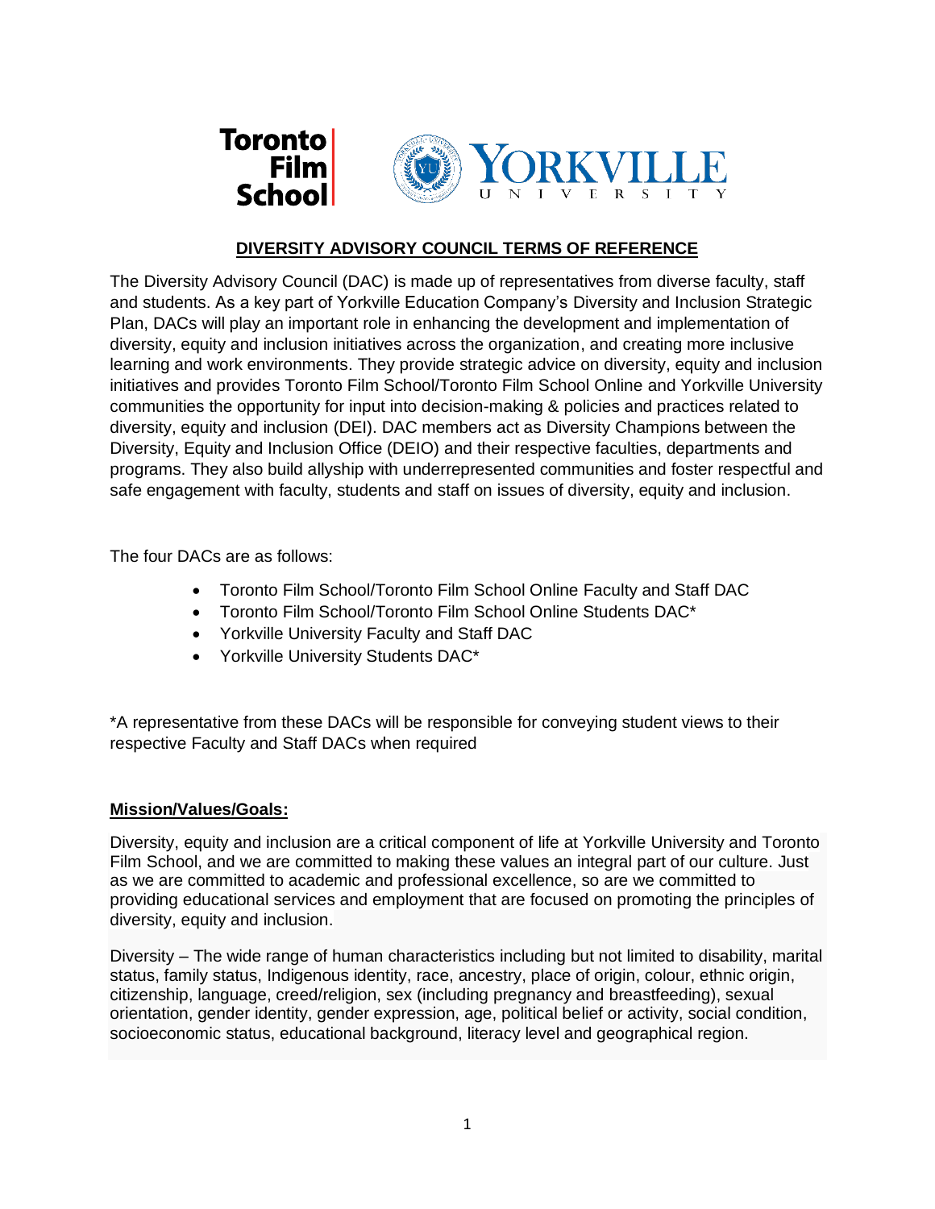# DIVERSITY ADVISORY COUNCIL TERMS OF REFERENCE

The Diversity Advisory Council (DAC) is made up of representatives from diverse faculty, staff and students. As a key part of Yorkville Education Company's Diversity and Inclusion Strategic Plan, DACs will play an important role in enhancing the development and implementation of diversity, equity and inclusion initiatives across the organization, and creating more inclusive learning and work environments. They provide strategic advice on diversity, equity and inclusion initiatives and provides Toronto Film School/Toronto Film School Online and Yorkville University communities the opportunity for input into decision-making & policies and practices related to diversity, equity and inclusion (DEI). DAC members act as Diversity Champions between the Diversity, Equity and Inclusion Office (DEIO) and their respective faculties, departments and programs. They also build allyship with underrepresented communities and foster respectful and safe engagement with faculty, students and staff on issues of diversity, equity and inclusion.

The four DACs are as follows:

- Toronto Film School/Toronto Film School Online Faculty and Staff DAC
- Toronto Film School/Toronto Film School Online Students DAC*
- Yorkville University Faculty and Staff DAC
- Yorkville University Students DAC*

*A representative from these DACs will be responsible for conveying student views to their respective Faculty and Staff DACs when required

## Mission/Values/Goals:

Diversity, equity and inclusion are a critical component of life at Yorkville University and Toronto Film School, and we are committed to making these values an integral part of our culture. Just as we are committed to academic and professional excellence, so are we committed to providing educational services and employment that are focused on promoting the principles of diversity, equity and inclusion.

Diversity – The wide range of human characteristics including but not limited to disability, marital status, family status, Indigenous identity, race, ancestry, place of origin, colour, ethnic origin, citizenship, language, creed/religion, sex (including pregnancy and breastfeeding), sexual orientation, gender identity, gender expression, age, political belief or activity, social condition, socioeconomic status, educational background, literacy level and geographical region.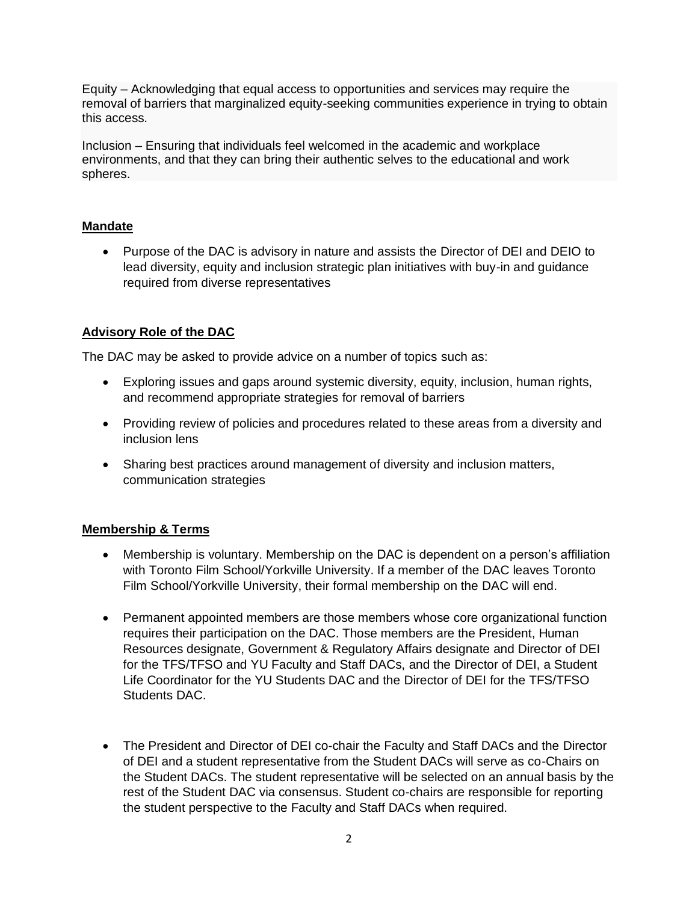Equity – Acknowledging that equal access to opportunities and services may require the removal of barriers that marginalized equity-seeking communities experience in trying to obtain this access.

Inclusion – Ensuring that individuals feel welcomed in the academic and workplace environments, and that they can bring their authentic selves to the educational and work spheres.

## Mandate

- Purpose of the DAC is advisory in nature and assists the Director of DEI and DEIO to lead diversity, equity and inclusion strategic plan initiatives with buy-in and guidance required from diverse representatives

## Advisory Role of the DAC

The DAC may be asked to provide advice on a number of topics such as:

- Exploring issues and gaps around systemic diversity, equity, inclusion, human rights, and recommend appropriate strategies for removal of barriers
- Providing review of policies and procedures related to these areas from a diversity and inclusion lens
- Sharing best practices around management of diversity and inclusion matters, communication strategies

## Membership & Terms

- Membership is voluntary. Membership on the DAC is dependent on a person's affiliation with Toronto Film School/Yorkville University. If a member of the DAC leaves Toronto Film School/Yorkville University, their formal membership on the DAC will end.
- Permanent appointed members are those members whose core organizational function requires their participation on the DAC. Those members are the President, Human Resources designate, Government & Regulatory Affairs designate and Director of DEI for the TFS/TFSO and YU Faculty and Staff DACs, and the Director of DEI, a Student Life Coordinator for the YU Students DAC and the Director of DEI for the TFS/TFSO Students DAC.
- The President and Director of DEI co-chair the Faculty and Staff DACs and the Director of DEI and a student representative from the Student DACs will serve as co-Chairs on the Student DACs. The student representative will be selected on an annual basis by the rest of the Student DAC via consensus. Student co-chairs are responsible for reporting the student perspective to the Faculty and Staff DACs when required.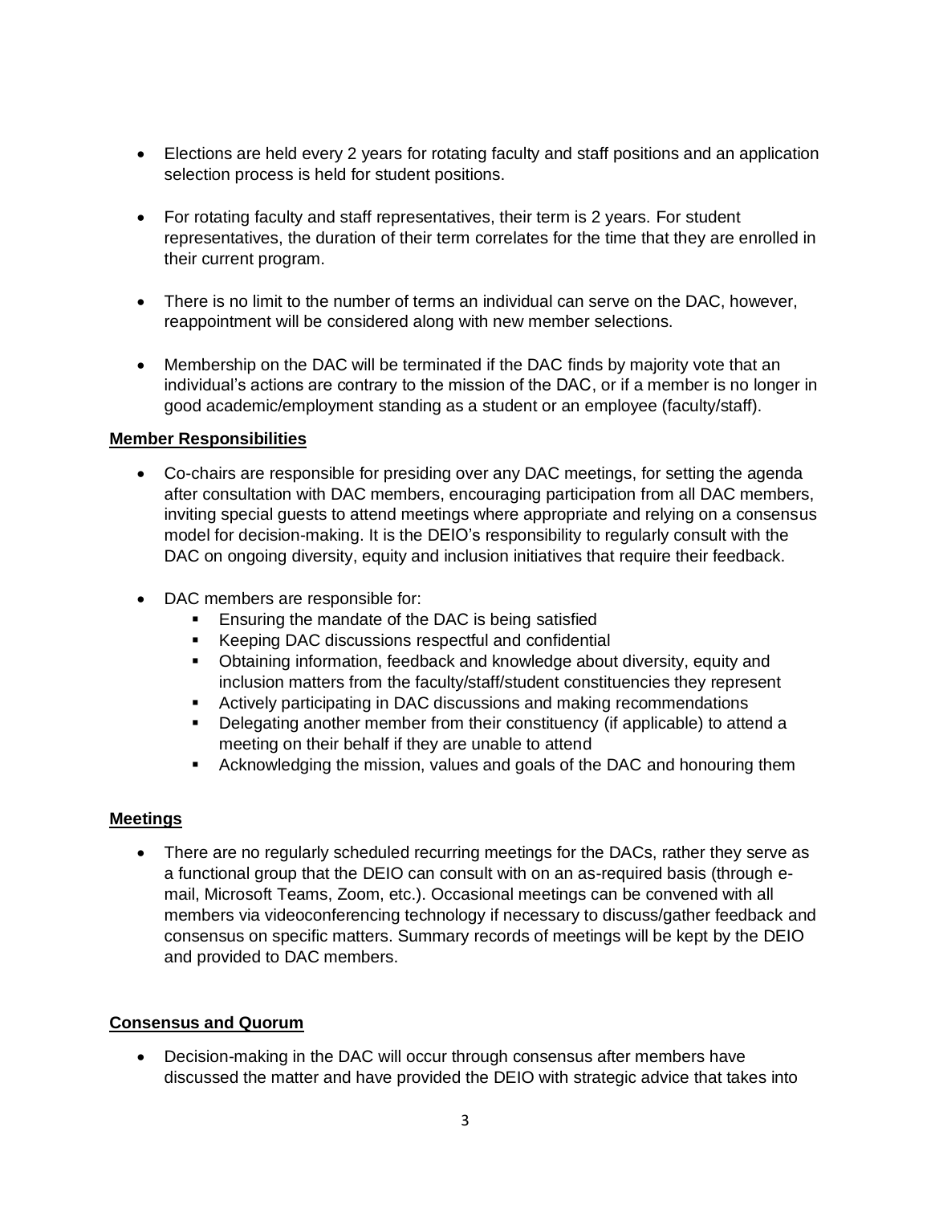- Elections are held every 2 years for rotating faculty and staff positions and an application selection process is held for student positions.

- For rotating faculty and staff representatives, their term is 2 years. For student representatives, the duration of their term correlates for the time that they are enrolled in their current program.

- There is no limit to the number of terms an individual can serve on the DAC, however, reappointment will be considered along with new member selections.

- Membership on the DAC will be terminated if the DAC finds by majority vote that an individual's actions are contrary to the mission of the DAC, or if a member is no longer in good academic/employment standing as a student or an employee (faculty/staff).

## Member Responsibilities

- Co-chairs are responsible for presiding over any DAC meetings, for setting the agenda after consultation with DAC members, encouraging participation from all DAC members, inviting special guests to attend meetings where appropriate and relying on a consensus model for decision-making. It is the DEIO's responsibility to regularly consult with the DAC on ongoing diversity, equity and inclusion initiatives that require their feedback.

- DAC members are responsible for:
  - Ensuring the mandate of the DAC is being satisfied
  - Keeping DAC discussions respectful and confidential
  - Obtaining information, feedback and knowledge about diversity, equity and inclusion matters from the faculty/staff/student constituencies they represent
  - Actively participating in DAC discussions and making recommendations
  - Delegating another member from their constituency (if applicable) to attend a meeting on their behalf if they are unable to attend
  - Acknowledging the mission, values and goals of the DAC and honouring them

## Meetings

- There are no regularly scheduled recurring meetings for the DACs, rather they serve as a functional group that the DEIO can consult with on an as-required basis (through e-mail, Microsoft Teams, Zoom, etc.). Occasional meetings can be convened with all members via videoconferencing technology if necessary to discuss/gather feedback and consensus on specific matters. Summary records of meetings will be kept by the DEIO and provided to DAC members.

## Consensus and Quorum

- Decision-making in the DAC will occur through consensus after members have discussed the matter and have provided the DEIO with strategic advice that takes into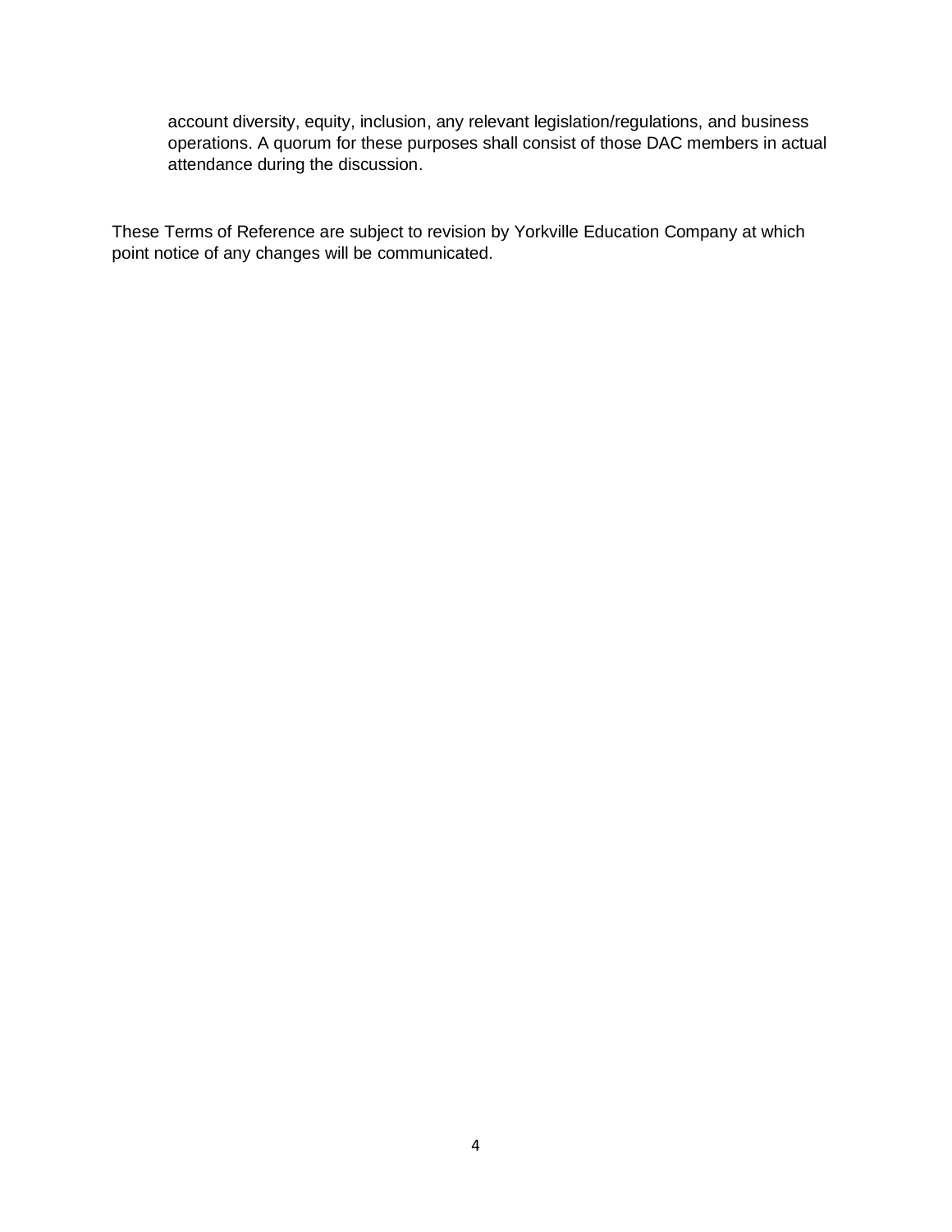account diversity, equity, inclusion, any relevant legislation/regulations, and business operations. A quorum for these purposes shall consist of those DAC members in actual attendance during the discussion.

These Terms of Reference are subject to revision by Yorkville Education Company at which point notice of any changes will be communicated.